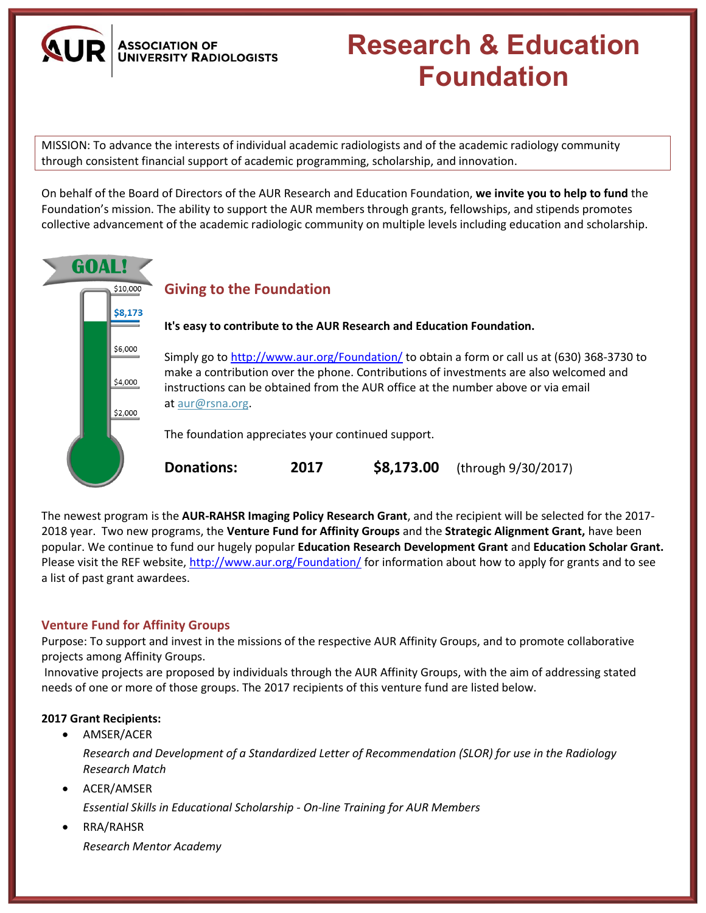**AUR** ASSOCIATION OF UNIVERSITY RADIOLOGISTS

# Research & Education Foundation

MISSION: To advance the interests of individual academic radiologists and of the academic radiology community through consistent financial support of academic programming, scholarship, and innovation.

On behalf of the Board of Directors of the AUR Research and Education Foundation, **we invite you to help to fund** the Foundation's mission. The ability to support the AUR members through grants, fellowships, and stipends promotes collective advancement of the academic radiologic community on multiple levels including education and scholarship.

GOAL! $10,000 — $8,173

## Giving to the Foundation

**It's easy to contribute to the AUR Research and Education Foundation.**

Simply go to http://www.aur.org/Foundation/ to obtain a form or call us at (630) 368-3730 to make a contribution over the phone. Contributions of investments are also welcomed and instructions can be obtained from the AUR office at the number above or via email at aur@rsna.org.

The foundation appreciates your continued support.

**Donations:** **2017** **$8,173.00** (through 9/30/2017)

The newest program is the **AUR-RAHSR Imaging Policy Research Grant**, and the recipient will be selected for the 2017-2018 year. Two new programs, the **Venture Fund for Affinity Groups** and the **Strategic Alignment Grant,** have been popular. We continue to fund our hugely popular **Education Research Development Grant** and **Education Scholar Grant.** Please visit the REF website, http://www.aur.org/Foundation/ for information about how to apply for grants and to see a list of past grant awardees.

### Venture Fund for Affinity Groups

Purpose: To support and invest in the missions of the respective AUR Affinity Groups, and to promote collaborative projects among Affinity Groups.

Innovative projects are proposed by individuals through the AUR Affinity Groups, with the aim of addressing stated needs of one or more of those groups. The 2017 recipients of this venture fund are listed below.

**2017 Grant Recipients:**

- AMSER/ACER
  *Research and Development of a Standardized Letter of Recommendation (SLOR) for use in the Radiology Research Match*
- ACER/AMSER
  *Essential Skills in Educational Scholarship - On-line Training for AUR Members*
- RRA/RAHSR
  *Research Mentor Academy*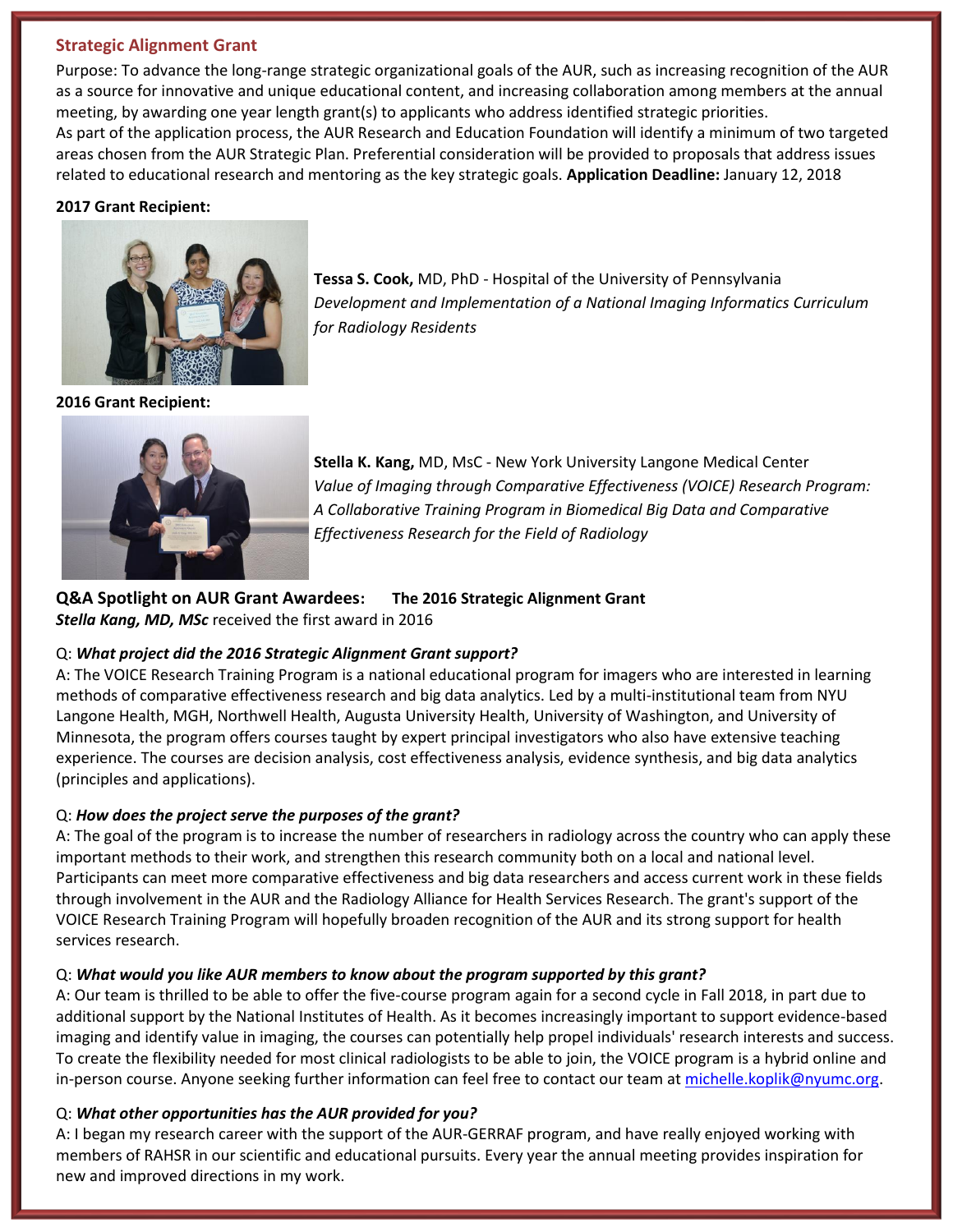## Strategic Alignment Grant

Purpose: To advance the long-range strategic organizational goals of the AUR, such as increasing recognition of the AUR as a source for innovative and unique educational content, and increasing collaboration among members at the annual meeting, by awarding one year length grant(s) to applicants who address identified strategic priorities.
As part of the application process, the AUR Research and Education Foundation will identify a minimum of two targeted areas chosen from the AUR Strategic Plan. Preferential consideration will be provided to proposals that address issues related to educational research and mentoring as the key strategic goals. **Application Deadline:** January 12, 2018

**2017 Grant Recipient:**

**Tessa S. Cook,** MD, PhD - Hospital of the University of Pennsylvania
*Development and Implementation of a National Imaging Informatics Curriculum for Radiology Residents*

**2016 Grant Recipient:**

**Stella K. Kang,** MD, MsC - New York University Langone Medical Center
*Value of Imaging through Comparative Effectiveness (VOICE) Research Program: A Collaborative Training Program in Biomedical Big Data and Comparative Effectiveness Research for the Field of Radiology*

### Q&A Spotlight on AUR Grant Awardees: The 2016 Strategic Alignment Grant

***Stella Kang, MD, MSc*** received the first award in 2016

Q: ***What project did the 2016 Strategic Alignment Grant support?***
A: The VOICE Research Training Program is a national educational program for imagers who are interested in learning methods of comparative effectiveness research and big data analytics. Led by a multi-institutional team from NYU Langone Health, MGH, Northwell Health, Augusta University Health, University of Washington, and University of Minnesota, the program offers courses taught by expert principal investigators who also have extensive teaching experience. The courses are decision analysis, cost effectiveness analysis, evidence synthesis, and big data analytics (principles and applications).

Q: ***How does the project serve the purposes of the grant?***
A: The goal of the program is to increase the number of researchers in radiology across the country who can apply these important methods to their work, and strengthen this research community both on a local and national level. Participants can meet more comparative effectiveness and big data researchers and access current work in these fields through involvement in the AUR and the Radiology Alliance for Health Services Research. The grant's support of the VOICE Research Training Program will hopefully broaden recognition of the AUR and its strong support for health services research.

Q: ***What would you like AUR members to know about the program supported by this grant?***
A: Our team is thrilled to be able to offer the five-course program again for a second cycle in Fall 2018, in part due to additional support by the National Institutes of Health. As it becomes increasingly important to support evidence-based imaging and identify value in imaging, the courses can potentially help propel individuals' research interests and success. To create the flexibility needed for most clinical radiologists to be able to join, the VOICE program is a hybrid online and in-person course. Anyone seeking further information can feel free to contact our team at michelle.koplik@nyumc.org.

Q: ***What other opportunities has the AUR provided for you?***
A: I began my research career with the support of the AUR-GERRAF program, and have really enjoyed working with members of RAHSR in our scientific and educational pursuits. Every year the annual meeting provides inspiration for new and improved directions in my work.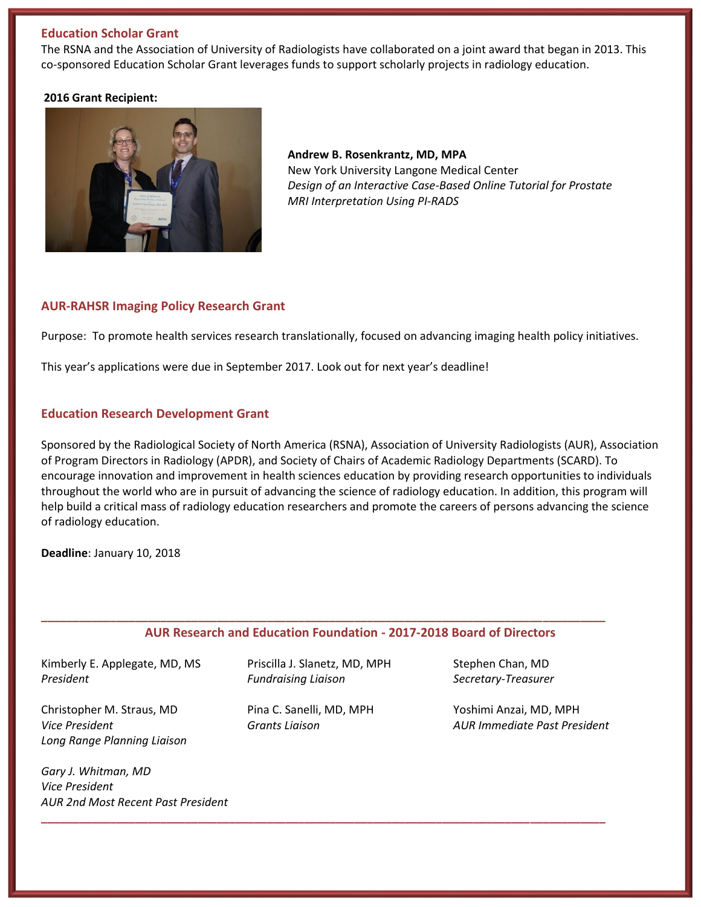## Education Scholar Grant

The RSNA and the Association of University of Radiologists have collaborated on a joint award that began in 2013. This co-sponsored Education Scholar Grant leverages funds to support scholarly projects in radiology education.

**2016 Grant Recipient:**

**Andrew B. Rosenkrantz, MD, MPA**
New York University Langone Medical Center
*Design of an Interactive Case-Based Online Tutorial for Prostate MRI Interpretation Using PI-RADS*

## AUR-RAHSR Imaging Policy Research Grant

Purpose: To promote health services research translationally, focused on advancing imaging health policy initiatives.

This year's applications were due in September 2017. Look out for next year's deadline!

## Education Research Development Grant

Sponsored by the Radiological Society of North America (RSNA), Association of University Radiologists (AUR), Association of Program Directors in Radiology (APDR), and Society of Chairs of Academic Radiology Departments (SCARD). To encourage innovation and improvement in health sciences education by providing research opportunities to individuals throughout the world who are in pursuit of advancing the science of radiology education. In addition, this program will help build a critical mass of radiology education researchers and promote the careers of persons advancing the science of radiology education.

**Deadline**: January 10, 2018

---

## AUR Research and Education Foundation - 2017-2018 Board of Directors

Kimberly E. Applegate, MD, MS
*President*

Christopher M. Straus, MD
*Vice President*
*Long Range Planning Liaison*

*Gary J. Whitman, MD*
*Vice President*
*AUR 2nd Most Recent Past President*

Priscilla J. Slanetz, MD, MPH
*Fundraising Liaison*

Pina C. Sanelli, MD, MPH
*Grants Liaison*

Stephen Chan, MD
*Secretary-Treasurer*

Yoshimi Anzai, MD, MPH
*AUR Immediate Past President*

---